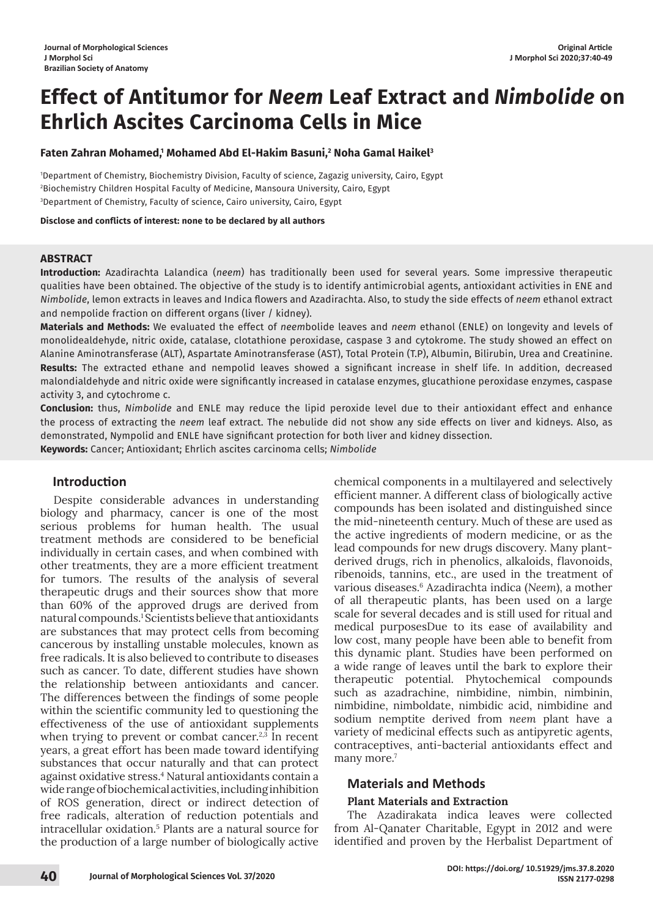# Effect of Antitumor for *Neem* Leaf Extract and *Nimbolide* on Ehrlich Ascites Carcinoma Cells in Mice

**Faten Zahran Mohamed,[1] Mohamed Abd El-Hakim Basuni,[2] Noha Gamal Haikel[3]**

[1]Department of Chemistry, Biochemistry Division, Faculty of science, Zagazig university, Cairo, Egypt
[2]Biochemistry Children Hospital Faculty of Medicine, Mansoura University, Cairo, Egypt
[3]Department of Chemistry, Faculty of science, Cairo university, Cairo, Egypt

**Disclose and conflicts of interest: none to be declared by all authors**

## ABSTRACT

**Introduction:** Azadirachta Lalandica (*neem*) has traditionally been used for several years. Some impressive therapeutic qualities have been obtained. The objective of the study is to identify antimicrobial agents, antioxidant activities in ENE and *Nimbolide*, lemon extracts in leaves and Indica flowers and Azadirachta. Also, to study the side effects of *neem* ethanol extract and nempolide fraction on different organs (liver / kidney).

**Materials and Methods:** We evaluated the effect of *neem*bolide leaves and *neem* ethanol (ENLE) on longevity and levels of monolidealdehyde, nitric oxide, catalase, clotathione peroxidase, caspase 3 and cytokrome. The study showed an effect on Alanine Aminotransferase (ALT), Aspartate Aminotransferase (AST), Total Protein (T.P), Albumin, Bilirubin, Urea and Creatinine.

**Results:** The extracted ethane and nempolid leaves showed a significant increase in shelf life. In addition, decreased malondialdehyde and nitric oxide were significantly increased in catalase enzymes, glucathione peroxidase enzymes, caspase activity 3, and cytochrome c.

**Conclusion:** thus, *Nimbolide* and ENLE may reduce the lipid peroxide level due to their antioxidant effect and enhance the process of extracting the *neem* leaf extract. The nebulide did not show any side effects on liver and kidneys. Also, as demonstrated, Nympolid and ENLE have significant protection for both liver and kidney dissection.

**Keywords:** Cancer; Antioxidant; Ehrlich ascites carcinoma cells; *Nimbolide*

## Introduction

Despite considerable advances in understanding biology and pharmacy, cancer is one of the most serious problems for human health. The usual treatment methods are considered to be beneficial individually in certain cases, and when combined with other treatments, they are a more efficient treatment for tumors. The results of the analysis of several therapeutic drugs and their sources show that more than 60% of the approved drugs are derived from natural compounds.[1] Scientists believe that antioxidants are substances that may protect cells from becoming cancerous by installing unstable molecules, known as free radicals. It is also believed to contribute to diseases such as cancer. To date, different studies have shown the relationship between antioxidants and cancer. The differences between the findings of some people within the scientific community led to questioning the effectiveness of the use of antioxidant supplements when trying to prevent or combat cancer.[2,3] In recent years, a great effort has been made toward identifying substances that occur naturally and that can protect against oxidative stress.[4] Natural antioxidants contain a wide range of biochemical activities, including inhibition of ROS generation, direct or indirect detection of free radicals, alteration of reduction potentials and intracellular oxidation.[5] Plants are a natural source for the production of a large number of biologically active chemical components in a multilayered and selectively efficient manner. A different class of biologically active compounds has been isolated and distinguished since the mid-nineteenth century. Much of these are used as the active ingredients of modern medicine, or as the lead compounds for new drugs discovery. Many plant-derived drugs, rich in phenolics, alkaloids, flavonoids, ribenoids, tannins, etc., are used in the treatment of various diseases.[6] Azadirachta indica (*Neem*), a mother of all therapeutic plants, has been used on a large scale for several decades and is still used for ritual and medical purposesDue to its ease of availability and low cost, many people have been able to benefit from this dynamic plant. Studies have been performed on a wide range of leaves until the bark to explore their therapeutic potential. Phytochemical compounds such as azadrachine, nimbidine, nimbin, nimbinin, nimbidine, nimboldate, nimbidic acid, nimbidine and sodium nemptite derived from *neem* plant have a variety of medicinal effects such as antipyretic agents, contraceptives, anti-bacterial antioxidants effect and many more.[7]

## Materials and Methods

### Plant Materials and Extraction

The Azadirakata indica leaves were collected from Al-Qanater Charitable, Egypt in 2012 and were identified and proven by the Herbalist Department of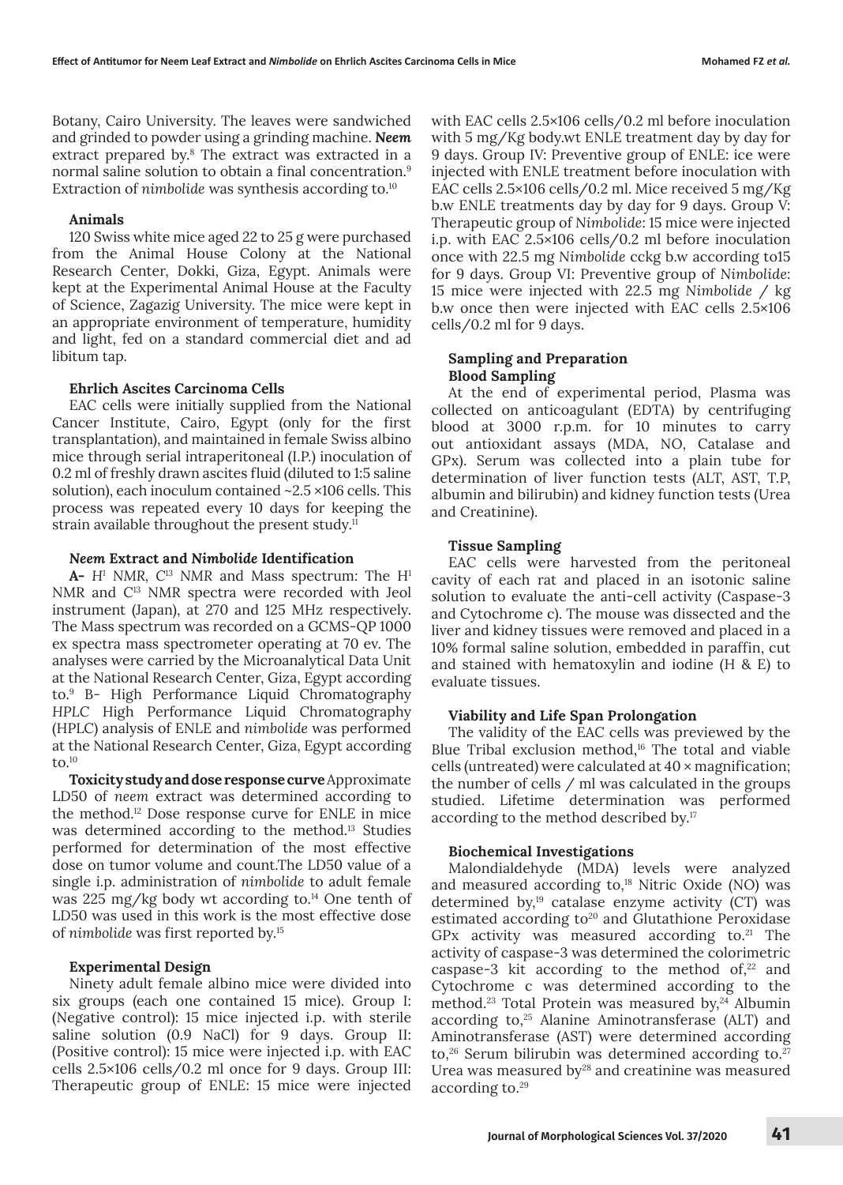Botany, Cairo University. The leaves were sandwiched and grinded to powder using a grinding machine. ***Neem*** extract prepared by.[8] The extract was extracted in a normal saline solution to obtain a final concentration.[9] Extraction of *nimbolide* was synthesis according to.[10]

### Animals

120 Swiss white mice aged 22 to 25 g were purchased from the Animal House Colony at the National Research Center, Dokki, Giza, Egypt. Animals were kept at the Experimental Animal House at the Faculty of Science, Zagazig University. The mice were kept in an appropriate environment of temperature, humidity and light, fed on a standard commercial diet and ad libitum tap.

### Ehrlich Ascites Carcinoma Cells

EAC cells were initially supplied from the National Cancer Institute, Cairo, Egypt (only for the first transplantation), and maintained in female Swiss albino mice through serial intraperitoneal (I.P.) inoculation of 0.2 ml of freshly drawn ascites fluid (diluted to 1:5 saline solution), each inoculum contained ~2.5 ×106 cells. This process was repeated every 10 days for keeping the strain available throughout the present study.[11]

### *Neem* Extract and *Nimbolide* Identification

**A-** *$H^1$ NMR, $C^{13}$ NMR* and Mass spectrum: The $H^1$ NMR and $C^{13}$ NMR spectra were recorded with Jeol instrument (Japan), at 270 and 125 MHz respectively. The Mass spectrum was recorded on a GCMS-QP 1000 ex spectra mass spectrometer operating at 70 ev. The analyses were carried by the Microanalytical Data Unit at the National Research Center, Giza, Egypt according to.[9] B- High Performance Liquid Chromatography *HPLC* High Performance Liquid Chromatography (HPLC) analysis of ENLE and *nimbolide* was performed at the National Research Center, Giza, Egypt according to.[10]

**Toxicity study and dose response curve** Approximate LD50 of *neem* extract was determined according to the method.[12] Dose response curve for ENLE in mice was determined according to the method.[13] Studies performed for determination of the most effective dose on tumor volume and count.The LD50 value of a single i.p. administration of *nimbolide* to adult female was 225 mg/kg body wt according to.[14] One tenth of LD50 was used in this work is the most effective dose of *nimbolide* was first reported by.[15]

### Experimental Design

Ninety adult female albino mice were divided into six groups (each one contained 15 mice). Group I: (Negative control): 15 mice injected i.p. with sterile saline solution (0.9 NaCl) for 9 days. Group II: (Positive control): 15 mice were injected i.p. with EAC cells 2.5×106 cells/0.2 ml once for 9 days. Group III: Therapeutic group of ENLE: 15 mice were injected with EAC cells 2.5×106 cells/0.2 ml before inoculation with 5 mg/Kg body.wt ENLE treatment day by day for 9 days. Group IV: Preventive group of ENLE: ice were injected with ENLE treatment before inoculation with EAC cells 2.5×106 cells/0.2 ml. Mice received 5 mg/Kg b.w ENLE treatments day by day for 9 days. Group V: Therapeutic group of *Nimbolide*: 15 mice were injected i.p. with EAC 2.5×106 cells/0.2 ml before inoculation once with 22.5 mg *Nimbolide* cckg b.w according to15 for 9 days. Group VI: Preventive group of *Nimbolide*: 15 mice were injected with 22.5 mg *Nimbolide* / kg b.w once then were injected with EAC cells 2.5×106 cells/0.2 ml for 9 days.

### Sampling and Preparation

### Blood Sampling

At the end of experimental period, Plasma was collected on anticoagulant (EDTA) by centrifuging blood at 3000 r.p.m. for 10 minutes to carry out antioxidant assays (MDA, NO, Catalase and GPx). Serum was collected into a plain tube for determination of liver function tests (ALT, AST, T.P, albumin and bilirubin) and kidney function tests (Urea and Creatinine).

### Tissue Sampling

EAC cells were harvested from the peritoneal cavity of each rat and placed in an isotonic saline solution to evaluate the anti-cell activity (Caspase-3 and Cytochrome c). The mouse was dissected and the liver and kidney tissues were removed and placed in a 10% formal saline solution, embedded in paraffin, cut and stained with hematoxylin and iodine (H & E) to evaluate tissues.

### Viability and Life Span Prolongation

The validity of the EAC cells was previewed by the Blue Tribal exclusion method,[16] The total and viable cells (untreated) were calculated at 40 × magnification; the number of cells / ml was calculated in the groups studied. Lifetime determination was performed according to the method described by.[17]

### Biochemical Investigations

Malondialdehyde (MDA) levels were analyzed and measured according to,[18] Nitric Oxide (NO) was determined by,[19] catalase enzyme activity (CT) was estimated according to[20] and Glutathione Peroxidase GPx activity was measured according to.[21] The activity of caspase-3 was determined the colorimetric caspase-3 kit according to the method of,[22] and Cytochrome c was determined according to the method.[23] Total Protein was measured by,[24] Albumin according to,[25] Alanine Aminotransferase (ALT) and Aminotransferase (AST) were determined according to,[26] Serum bilirubin was determined according to.[27] Urea was measured by[28] and creatinine was measured according to.[29]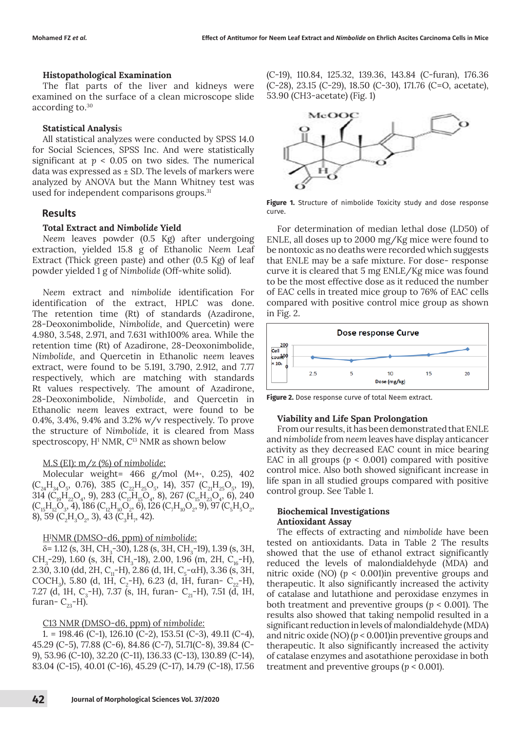### Histopathological Examination

The flat parts of the liver and kidneys were examined on the surface of a clean microscope slide according to.[30]

### Statistical Analysis

All statistical analyzes were conducted by SPSS 14.0 for Social Sciences, SPSS Inc. And were statistically significant at $p < 0.05$ on two sides. The numerical data was expressed as ± SD. The levels of markers were analyzed by ANOVA but the Mann Whitney test was used for independent comparisons groups.[31]

## Results

### Total Extract and *Nimbolide* Yield

*Neem* leaves powder (0.5 Kg) after undergoing extraction, yielded 15.8 g of Ethanolic *Neem* Leaf Extract (Thick green paste) and other (0.5 Kg) of leaf powder yielded 1 g of *Nimbolide* (Off-white solid).

*Neem* extract and *nimbolide* identification For identification of the extract, HPLC was done. The retention time (Rt) of standards (Azadirone, 28-Deoxonimbolide, *Nimbolide*, and Quercetin) were 4.980, 3.548, 2.971, and 7.631 with100% area. While the retention time (Rt) of Azadirone, 28-Deoxonimbolide, *Nimbolide*, and Quercetin in Ethanolic *neem* leaves extract, were found to be 5.191, 3.790, 2.912, and 7.77 respectively, which are matching with standards Rt values respectively. The amount of Azadirone, 28-Deoxonimbolide, *Nimbolide*, and Quercetin in Ethanolic *neem* leaves extract, were found to be 0.4%, 3.4%, 9.4% and 3.2% w/v respectively. To prove the structure of *Nimbolide*, it is cleared from Mass spectroscopy, $H^1$ NMR, $C^{13}$ NMR as shown below

M.S (EI): m/z (%) of *nimbolide*:

Molecular weight= 466 g/mol (M+·, 0.25), 402 ($C_{24}H_{34}O_5$, 0.76), 385 ($C_{22}H_{25}O_5$, 14), 357 ($C_{21}H_{25}O_5$, 19), 314 ($C_{19}H_{22}O_4$, 9), 283 ($C_{17}H_{15}O_4$, 8), 267 ($C_{15}H_{23}O_4$, 6), 240 ($C_{15}H_{12}O_3$, 4), 186 ($C_{12}H_{10}O_2$, 6), 126 ($C_7H_{10}O_2$, 9), 97 ($C_5H_5O_2$, 8), 59 ($C_2H_3O_2$, 3), 43 ($C_3H_7$, 42).

$H^1$NMR (DMSO-d6, ppm) of *nimbolide*:

δ= 1.12 (s, 3H, $CH_3$-30), 1.28 (s, 3H, $CH_3$-19), 1.39 (s, 3H, $CH_3$-29), 1.60 (s, 3H, $CH_3$-18), 2.00, 1.96 (m, 2H, $C_{16}$-H), 2.30, 3.10 (dd, 2H, $C_{11}$-H), 2.86 (d, 1H, $C_5$-αH), 3.36 (s, 3H, $COCH_3$), 5.80 (d, 1H, $C_2$-H), 6.23 (d, 1H, furan- $C_{22}$-H), 7.27 (d, 1H, $C_3$-H), 7.37 (s, 1H, furan- $C_{21}$-H), 7.51 (d, 1H, furan- $C_{23}$-H).

C13 NMR (DMSO-d6, ppm) of *nimbolide*:

1. = 198.46 (C-1), 126.10 (C-2), 153.51 (C-3), 49.11 (C-4), 45.29 (C-5), 77.88 (C-6), 84.86 (C-7), 51.71(C-8), 39.84 (C-9), 53.96 (C-10), 32.20 (C-11), 136.33 (C-13), 130.89 (C-14), 83.04 (C-15), 40.01 (C-16), 45.29 (C-17), 14.79 (C-18), 17.56 (C-19), 110.84, 125.32, 139.36, 143.84 (C-furan), 176.36 (C-28), 23.15 (C-29), 18.50 (C-30), 171.76 (C=O, acetate), 53.90 (CH3-acetate) (Fig. 1)

**Figure 1.** Structure of nimbolide Toxicity study and dose response curve.

For determination of median lethal dose (LD50) of ENLE, all doses up to 2000 mg/Kg mice were found to be nontoxic as no deaths were recorded which suggests that ENLE may be a safe mixture. For dose- response curve it is cleared that 5 mg ENLE/Kg mice was found to be the most effective dose as it reduced the number of EAC cells in treated mice group to 76% of EAC cells compared with positive control mice group as shown in Fig. 2.

**Figure 2.** Dose response curve of total Neem extract.

### Viability and Life Span Prolongation

From our results, it has been demonstrated that ENLE and *nimbolide* from *neem* leaves have display anticancer activity as they decreased EAC count in mice bearing EAC in all groups ($p < 0.001$) compared with positive control mice. Also both showed significant increase in life span in all studied groups compared with positive control group. See Table 1.

### Biochemical Investigations

#### Antioxidant Assay

The effects of extracting and *nimbolide* have been tested on antioxidants. Data in Table 2 The results showed that the use of ethanol extract significantly reduced the levels of malondialdehyde (MDA) and nitric oxide (NO) ($p < 0.001$)in preventive groups and therapeutic. It also significantly increased the activity of catalase and lutathione and peroxidase enzymes in both treatment and preventive groups ($p < 0.001$). The results also showed that taking nempolid resulted in a significant reduction in levels of malondialdehyde (MDA) and nitric oxide (NO) ($p < 0.001$)in preventive groups and therapeutic. It also significantly increased the activity of catalase enzymes and asotathione peroxidase in both treatment and preventive groups ($p < 0.001$).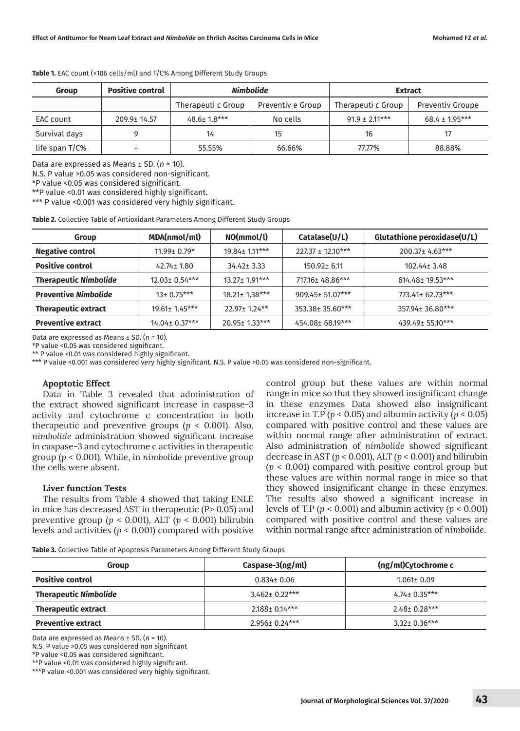**Table 1.** EAC count (×106 cells/ml) and T/C% Among Different Study Groups

| Group | Positive control | *Nimbolide* | | Extract | |
|---|---|---|---|---|---|
| | | Therapeuti c Group | Preventiv e Group | Therapeuti c Group | Preventiv Groupe |
| EAC count | 209.9± 14.57 | 48.6± 1.8*** | No cells | 91.9 ± 2.11*** | 68.4 ± 1.95*** |
| Survival days | 9 | 14 | 15 | 16 | 17 |
| life span T/C% | – | 55.55% | 66.66% | 77.77% | 88.88% |

Data are expressed as Means ± SD. (*n* = 10).
N.S. P value >0.05 was considered non-significant.
*P value <0.05 was considered significant.
**P value <0.01 was considered highly significant.
*** P value <0.001 was considered very highly significant.

**Table 2.** Collective Table of Antioxidant Parameters Among Different Study Groups

| Group | MDA(nmol/ml) | NO(mmol/l) | Catalase(U/L) | Glutathione peroxidase(U/L) |
|---|---|---|---|---|
| **Negative control** | 11.99± 0.79* | 19.84± 1.11*** | 227.37 ± 12.10*** | 200.37± 4.63*** |
| **Positive control** | 42.74± 1.80 | 34.42± 3.33 | 150.92± 6.11 | 102.44± 3.48 |
| **Therapeutic *Nimbolide*** | 12.03± 0.54*** | 13.27± 1.91*** | 717.16± 48.86*** | 614.48± 19.53*** |
| **Preventive *Nimbolide*** | 13± 0.75*** | 18.21± 1.38*** | 909.45± 51.07*** | 773.41± 62.73*** |
| **Therapeutic extract** | 19.61± 1.45*** | 22.97± 1.24** | 353.38± 35.60*** | 357.94± 36.80*** |
| **Preventive extract** | 14.04± 0.37*** | 20.95± 1.33*** | 454.08± 68.19*** | 439.49± 55.10*** |

Data are expressed as Means ± SD. (*n* = 10).
*P value <0.05 was considered significant.
** P value <0.01 was considered highly significant.
*** P value <0.001 was considered very highly significant. N.S. P value >0.05 was considered non-significant.

### Apoptotic Effect

Data in Table 3 revealed that administration of the extract showed significant increase in caspase-3 activity and cytochrome c concentration in both therapeutic and preventive groups ($p < 0.001$). Also, *nimbolide* administration showed significant increase in caspase-3 and cytochrome c activities in therapeutic group ($p < 0.001$). While, in *nimbolide* preventive group the cells were absent.

### Liver function Tests

The results from Table 4 showed that taking ENLE in mice has decreased AST in therapeutic (P> 0.05) and preventive group ($p < 0.001$), ALT ($p < 0.001$) bilirubin levels and activities ($p < 0.001$) compared with positive control group but these values are within normal range in mice so that they showed insignificant change in these enzymes Data showed also insignificant increase in T.P ($p < 0.05$) and albumin activity ($p < 0.05$) compared with positive control and these values are within normal range after administration of extract. Also administration of *nimbolide* showed significant decrease in AST ($p < 0.001$), ALT ($p < 0.001$) and bilirubin ($p < 0.001$) compared with positive control group but these values are within normal range in mice so that they showed insignificant change in these enzymes. The results also showed a significant increase in levels of T.P ($p < 0.001$) and albumin activity ($p < 0.001$) compared with positive control and these values are within normal range after administration of *nimbolide*.

**Table 3.** Collective Table of Apoptosis Parameters Among Different Study Groups

| Group | Caspase-3(ng/ml) | (ng/ml)Cytochrome c |
|---|---|---|
| **Positive control** | 0.834± 0.06 | 1.061± 0.09 |
| **Therapeutic *Nimbolide*** | 3.462± 0.22*** | 4.74± 0.35*** |
| **Therapeutic extract** | 2.188± 0.14*** | 2.48± 0.28*** |
| **Preventive extract** | 2.956± 0.24*** | 3.32± 0.36*** |

Data are expressed as Means ± SD. (*n* = 10).
N.S. P value >0.05 was considered non significant
*P value <0.05 was considered significant.
**P value <0.01 was considered highly significant.
***P value <0.001 was considered very highly significant.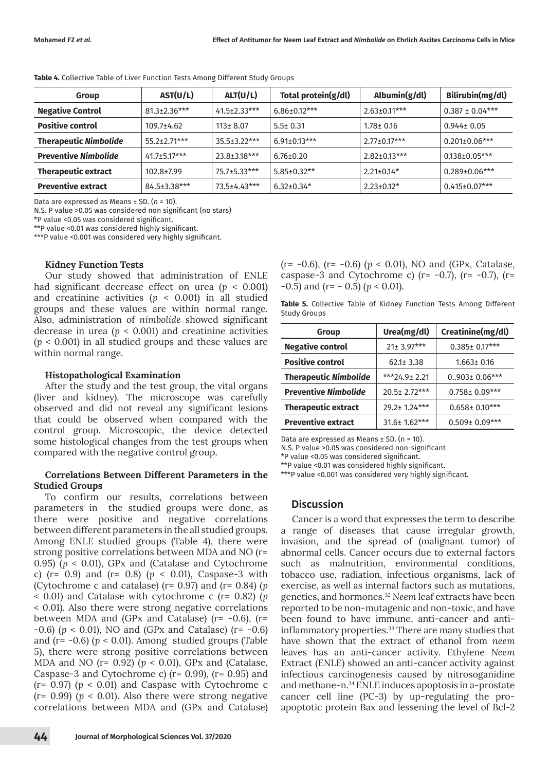**Table 4.** Collective Table of Liver Function Tests Among Different Study Groups

| Group | AST(U/L) | ALT(U/L) | Total protein(g/dl) | Albumin(g/dl) | Bilirubin(mg/dl) |
|---|---|---|---|---|---|
| **Negative Control** | 81.3±2.36*** | 41.5±2.33*** | 6.86±0.12*** | 2.63±0.11*** | 0.387 ± 0.04*** |
| **Positive control** | 109.7±4.62 | 113± 8.07 | 5.5± 0.31 | 1.78± 0.16 | 0.944± 0.05 |
| **Therapeutic *Nimbolide*** | 55.2±2.71*** | 35.5±3.22*** | 6.91±0.13*** | 2.77±0.17*** | 0.201±0.06*** |
| **Preventive *Nimbolide*** | 41.7±5.17*** | 23.8±3.18*** | 6.76±0.20 | 2.82±0.13*** | 0.138±0.05*** |
| **Therapeutic extract** | 102.8±7.99 | 75.7±5.33*** | 5.85±0.32** | 2.21±0.14* | 0.289±0.06*** |
| **Preventive extract** | 84.5±3.38*** | 73.5±4.43*** | 6.32±0.34* | 2.23±0.12* | 0.415±0.07*** |

Data are expressed as Means ± SD. ($n$ = 10).
N.S. P value >0.05 was considered non significant (no stars)
*P value <0.05 was considered significant.
**P value <0.01 was considered highly significant.
***P value <0.001 was considered very highly significant.

#### Kidney Function Tests

Our study showed that administration of ENLE had significant decrease effect on urea ($p < 0.001$) and creatinine activities ($p < 0.001$) in all studied groups and these values are within normal range. Also, administration of *nimbolide* showed significant decrease in urea ($p < 0.001$) and creatinine activities ($p < 0.001$) in all studied groups and these values are within normal range.

#### Histopathological Examination

After the study and the test group, the vital organs (liver and kidney). The microscope was carefully observed and did not reveal any significant lesions that could be observed when compared with the control group. Microscopic, the device detected some histological changes from the test groups when compared with the negative control group.

#### Correlations Between Different Parameters in the Studied Groups

To confirm our results, correlations between parameters in the studied groups were done, as there were positive and negative correlations between different parameters in the all studied groups. Among ENLE studied groups (Table 4), there were strong positive correlations between MDA and NO (r= 0.95) ($p < 0.01$), GPx and (Catalase and Cytochrome c) (r= 0.9) and (r= 0.8) ($p < 0.01$), Caspase-3 with (Cytochrome c and catalase) (r= 0.97) and (r= 0.84) ($p < 0.01$) and Catalase with cytochrome c (r= 0.82) ($p < 0.01$). Also there were strong negative correlations between MDA and (GPx and Catalase) (r= -0.6), (r= -0.6) ($p < 0.01$), NO and (GPx and Catalase) (r= -0.6) and (r= -0.6) ($p < 0.01$). Among studied groups (Table 5), there were strong positive correlations between MDA and NO (r= 0.92) ($p < 0.01$), GPx and (Catalase, Caspase-3 and Cytochrome c) (r= 0.99), (r= 0.95) and (r= 0.97) ($p < 0.01$) and Caspase with Cytochrome c (r= 0.99) ($p < 0.01$). Also there were strong negative correlations between MDA and (GPx and Catalase) (r= -0.6), (r= -0.6) ($p < 0.01$), NO and (GPx, Catalase, caspase-3 and Cytochrome c) (r= -0.7), (r= -0.7), (r= -0.5) and (r= - 0.5) ($p < 0.01$).

**Table 5.** Collective Table of Kidney Function Tests Among Different Study Groups

| Group | Urea(mg/dl) | Creatinine(mg/dl) |
|---|---|---|
| **Negative control** | 21± 3.97*** | 0.385± 0.17*** |
| **Positive control** | 62.1± 3.38 | 1.663± 0.16 |
| **Therapeutic *Nimbolide*** | ***24.9± 2.21 | 0..903± 0.06*** |
| **Preventive *Nimbolide*** | 20.5± 2.72*** | 0.758± 0.09*** |
| **Therapeutic extract** | 29.2± 1.24*** | 0.658± 0.10*** |
| **Preventive extract** | 31.6± 1.62*** | 0.509± 0.09*** |

Data are expressed as Means ± SD. (n = 10).
N.S. P value >0.05 was considered non-significant
*P value <0.05 was considered significant.
**P value <0.01 was considered highly significant.
***P value <0.001 was considered very highly significant.

## Discussion

Cancer is a word that expresses the term to describe a range of diseases that cause irregular growth, invasion, and the spread of (malignant tumor) of abnormal cells. Cancer occurs due to external factors such as malnutrition, environmental conditions, tobacco use, radiation, infectious organisms, lack of exercise, as well as internal factors such as mutations, genetics, and hormones.[32] *Neem* leaf extracts have been reported to be non-mutagenic and non-toxic, and have been found to have immune, anti-cancer and anti-inflammatory properties.[33] There are many studies that have shown that the extract of ethanol from *neem* leaves has an anti-cancer activity. Ethylene *Neem* Extract (ENLE) showed an anti-cancer activity against infectious carcinogenesis caused by nitrosoganidine and methane-n.[34] ENLE induces apoptosis in a-prostate cancer cell line (PC-3) by up-regulating the pro-apoptotic protein Bax and lessening the level of Bcl-2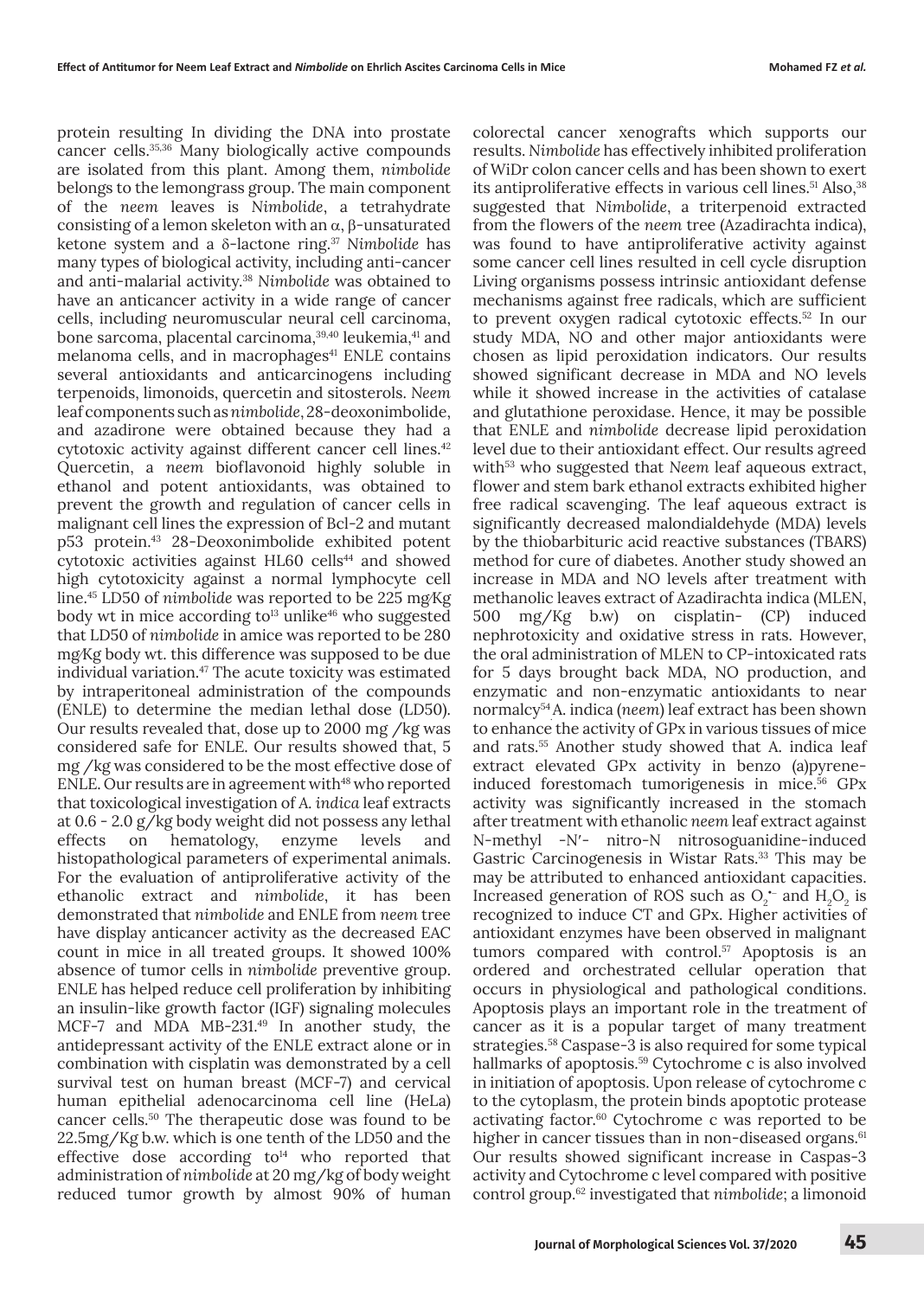protein resulting In dividing the DNA into prostate cancer cells.[35,36] Many biologically active compounds are isolated from this plant. Among them, *nimbolide* belongs to the lemongrass group. The main component of the *neem* leaves is *Nimbolide*, a tetrahydrate consisting of a lemon skeleton with an α, β-unsaturated ketone system and a δ-lactone ring.[37] *Nimbolide* has many types of biological activity, including anti-cancer and anti-malarial activity.[38] *Nimbolide* was obtained to have an anticancer activity in a wide range of cancer cells, including neuromuscular neural cell carcinoma, bone sarcoma, placental carcinoma,[39,40] leukemia,[41] and melanoma cells, and in macrophages[41] ENLE contains several antioxidants and anticarcinogens including terpenoids, limonoids, quercetin and sitosterols. *Neem* leaf components such as *nimbolide*, 28-deoxonimbolide, and azadirone were obtained because they had a cytotoxic activity against different cancer cell lines.[42] Quercetin, a *neem* bioflavonoid highly soluble in ethanol and potent antioxidants, was obtained to prevent the growth and regulation of cancer cells in malignant cell lines the expression of Bcl-2 and mutant p53 protein.[43] 28-Deoxonimbolide exhibited potent cytotoxic activities against HL60 cells[44] and showed high cytotoxicity against a normal lymphocyte cell line.[45] LD50 of *nimbolide* was reported to be 225 mg/Kg body wt in mice according to[13] unlike[46] who suggested that LD50 of *nimbolide* in amice was reported to be 280 mg/Kg body wt. this difference was supposed to be due individual variation.[47] The acute toxicity was estimated by intraperitoneal administration of the compounds (ENLE) to determine the median lethal dose (LD50). Our results revealed that, dose up to 2000 mg /kg was considered safe for ENLE. Our results showed that, 5 mg /kg was considered to be the most effective dose of ENLE. Our results are in agreement with[48] who reported that toxicological investigation of *A. indica* leaf extracts at 0.6 - 2.0 g/kg body weight did not possess any lethal effects on hematology, enzyme levels and histopathological parameters of experimental animals. For the evaluation of antiproliferative activity of the ethanolic extract and *nimbolide*, it has been demonstrated that *nimbolide* and ENLE from *neem* tree have display anticancer activity as the decreased EAC count in mice in all treated groups. It showed 100% absence of tumor cells in *nimbolide* preventive group. ENLE has helped reduce cell proliferation by inhibiting an insulin-like growth factor (IGF) signaling molecules MCF-7 and MDA MB-231.[49] In another study, the antidepressant activity of the ENLE extract alone or in combination with cisplatin was demonstrated by a cell survival test on human breast (MCF-7) and cervical human epithelial adenocarcinoma cell line (HeLa) cancer cells.[50] The therapeutic dose was found to be 22.5mg/Kg b.w. which is one tenth of the LD50 and the effective dose according to[14] who reported that administration of *nimbolide* at 20 mg/kg of body weight reduced tumor growth by almost 90% of human colorectal cancer xenografts which supports our results. *Nimbolide* has effectively inhibited proliferation of WiDr colon cancer cells and has been shown to exert its antiproliferative effects in various cell lines.[51] Also,[38] suggested that *Nimbolide*, a triterpenoid extracted from the flowers of the *neem* tree (Azadirachta indica), was found to have antiproliferative activity against some cancer cell lines resulted in cell cycle disruption Living organisms possess intrinsic antioxidant defense mechanisms against free radicals, which are sufficient to prevent oxygen radical cytotoxic effects.[52] In our study MDA, NO and other major antioxidants were chosen as lipid peroxidation indicators. Our results showed significant decrease in MDA and NO levels while it showed increase in the activities of catalase and glutathione peroxidase. Hence, it may be possible that ENLE and *nimbolide* decrease lipid peroxidation level due to their antioxidant effect. Our results agreed with[53] who suggested that *Neem* leaf aqueous extract, flower and stem bark ethanol extracts exhibited higher free radical scavenging. The leaf aqueous extract is significantly decreased malondialdehyde (MDA) levels by the thiobarbituric acid reactive substances (TBARS) method for cure of diabetes. Another study showed an increase in MDA and NO levels after treatment with methanolic leaves extract of Azadirachta indica (MLEN, 500 mg/Kg b.w) on cisplatin- (CP) induced nephrotoxicity and oxidative stress in rats. However, the oral administration of MLEN to CP-intoxicated rats for 5 days brought back MDA, NO production, and enzymatic and non-enzymatic antioxidants to near normalcy[54]. A. indica (*neem*) leaf extract has been shown to enhance the activity of GPx in various tissues of mice and rats.[55] Another study showed that A. indica leaf extract elevated GPx activity in benzo (a)pyrene-induced forestomach tumorigenesis in mice.[56] GPx activity was significantly increased in the stomach after treatment with ethanolic *neem* leaf extract against N-methyl -N′- nitro-N nitrosoguanidine-induced Gastric Carcinogenesis in Wistar Rats.[33] This may be may be attributed to enhanced antioxidant capacities. Increased generation of ROS such as $O_2^{\bullet-}$ and $H_2O_2$ is recognized to induce CT and GPx. Higher activities of antioxidant enzymes have been observed in malignant tumors compared with control.[57] Apoptosis is an ordered and orchestrated cellular operation that occurs in physiological and pathological conditions. Apoptosis plays an important role in the treatment of cancer as it is a popular target of many treatment strategies.[58] Caspase-3 is also required for some typical hallmarks of apoptosis.[59] Cytochrome c is also involved in initiation of apoptosis. Upon release of cytochrome c to the cytoplasm, the protein binds apoptotic protease activating factor.[60] Cytochrome c was reported to be higher in cancer tissues than in non-diseased organs.[61] Our results showed significant increase in Caspas-3 activity and Cytochrome c level compared with positive control group.[62] investigated that *nimbolide*; a limonoid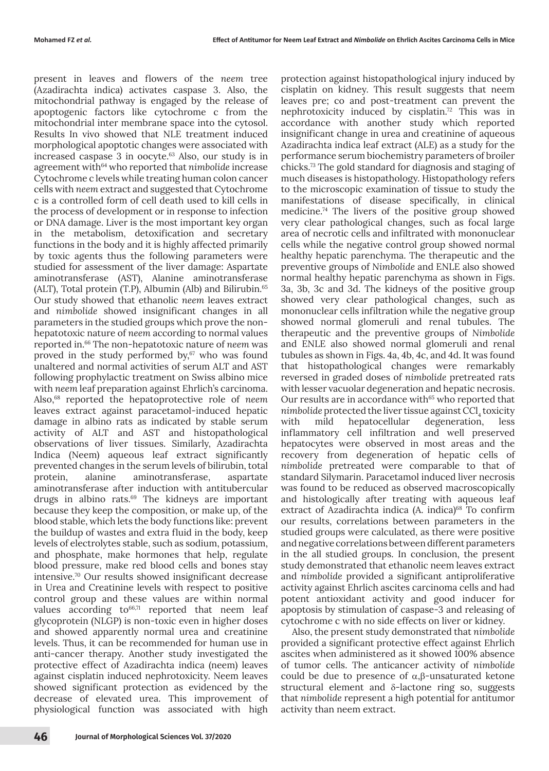present in leaves and flowers of the *neem* tree (Azadirachta indica) activates caspase 3. Also, the mitochondrial pathway is engaged by the release of apoptogenic factors like cytochrome c from the mitochondrial inter membrane space into the cytosol. Results In vivo showed that NLE treatment induced morphological apoptotic changes were associated with increased caspase 3 in oocyte.[63] Also, our study is in agreement with[64] who reported that *nimbolide* increase Cytochrome c levels while treating human colon cancer cells with *neem* extract and suggested that Cytochrome c is a controlled form of cell death used to kill cells in the process of development or in response to infection or DNA damage. Liver is the most important key organ in the metabolism, detoxification and secretary functions in the body and it is highly affected primarily by toxic agents thus the following parameters were studied for assessment of the liver damage: Aspartate aminotransferase (AST), Alanine aminotransferase (ALT), Total protein (T.P), Albumin (Alb) and Bilirubin.[65] Our study showed that ethanolic *neem* leaves extract and *nimbolide* showed insignificant changes in all parameters in the studied groups which prove the non-hepatotoxic nature of *neem* according to normal values reported in.[66] The non-hepatotoxic nature of *neem* was proved in the study performed by,[67] who was found unaltered and normal activities of serum ALT and AST following prophylactic treatment on Swiss albino mice with *neem* leaf preparation against Ehrlich's carcinoma. Also,[68] reported the hepatoprotective role of *neem* leaves extract against paracetamol-induced hepatic damage in albino rats as indicated by stable serum activity of ALT and AST and histopathological observations of liver tissues. Similarly, Azadirachta Indica (Neem) aqueous leaf extract significantly prevented changes in the serum levels of bilirubin, total protein, alanine aminotransferase, aspartate aminotransferase after induction with antitubercular drugs in albino rats.[69] The kidneys are important because they keep the composition, or make up, of the blood stable, which lets the body functions like: prevent the buildup of wastes and extra fluid in the body, keep levels of electrolytes stable, such as sodium, potassium, and phosphate, make hormones that help, regulate blood pressure, make red blood cells and bones stay intensive.[70] Our results showed insignificant decrease in Urea and Creatinine levels with respect to positive control group and these values are within normal values according to[66,71] reported that neem leaf glycoprotein (NLGP) is non-toxic even in higher doses and showed apparently normal urea and creatinine levels. Thus, it can be recommended for human use in anti-cancer therapy. Another study investigated the protective effect of Azadirachta indica (neem) leaves against cisplatin induced nephrotoxicity. Neem leaves showed significant protection as evidenced by the decrease of elevated urea. This improvement of physiological function was associated with high protection against histopathological injury induced by cisplatin on kidney. This result suggests that neem leaves pre; co and post-treatment can prevent the nephrotoxicity induced by cisplatin.[72] This was in accordance with another study which reported insignificant change in urea and creatinine of aqueous Azadirachta indica leaf extract (ALE) as a study for the performance serum biochemistry parameters of broiler chicks.[73] The gold standard for diagnosis and staging of much diseases is histopathology. Histopathology refers to the microscopic examination of tissue to study the manifestations of disease specifically, in clinical medicine.[74] The livers of the positive group showed very clear pathological changes, such as focal large area of necrotic cells and infiltrated with mononuclear cells while the negative control group showed normal healthy hepatic parenchyma. The therapeutic and the preventive groups of *Nimbolide* and ENLE also showed normal healthy hepatic parenchyma as shown in Figs. 3a, 3b, 3c and 3d. The kidneys of the positive group showed very clear pathological changes, such as mononuclear cells infiltration while the negative group showed normal glomeruli and renal tubules. The therapeutic and the preventive groups of *Nimbolide* and ENLE also showed normal glomeruli and renal tubules as shown in Figs. 4a, 4b, 4c, and 4d. It was found that histopathological changes were remarkably reversed in graded doses of *nimbolide* pretreated rats with lesser vacuolar degeneration and hepatic necrosis. Our results are in accordance with[65] who reported that *nimbolide* protected the liver tissue against $CCl_4$ toxicity with mild hepatocellular degeneration, less inflammatory cell infiltration and well preserved hepatocytes were observed in most areas and the recovery from degeneration of hepatic cells of *nimbolide* pretreated were comparable to that of standard Silymarin. Paracetamol induced liver necrosis was found to be reduced as observed macroscopically and histologically after treating with aqueous leaf extract of Azadirachta indica (A. indica)[68] To confirm our results, correlations between parameters in the studied groups were calculated, as there were positive and negative correlations between different parameters in the all studied groups. In conclusion, the present study demonstrated that ethanolic neem leaves extract and *nimbolide* provided a significant antiproliferative activity against Ehrlich ascites carcinoma cells and had potent antioxidant activity and good inducer for apoptosis by stimulation of caspase-3 and releasing of cytochrome c with no side effects on liver or kidney.

Also, the present study demonstrated that *nimbolide* provided a significant protective effect against Ehrlich ascites when administered as it showed 100% absence of tumor cells. The anticancer activity of *nimbolide* could be due to presence of $\alpha,\beta$-unsaturated ketone structural element and $\delta$-lactone ring so, suggests that *nimbolide* represent a high potential for antitumor activity than neem extract.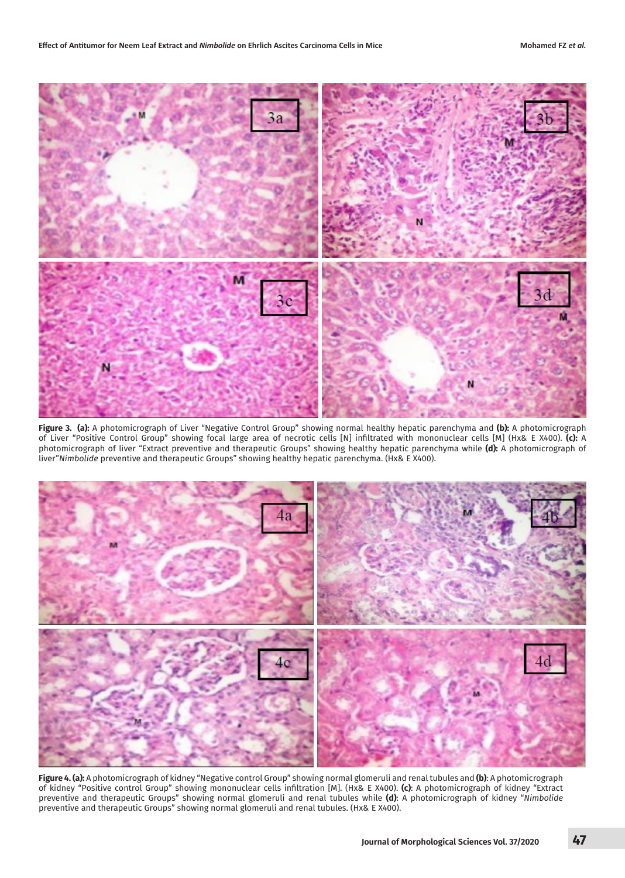**Figure 3. (a):** A photomicrograph of Liver "Negative Control Group" showing normal healthy hepatic parenchyma and **(b):** A photomicrograph of Liver "Positive Control Group" showing focal large area of necrotic cells [N] infiltrated with mononuclear cells [M] (Hx& E X400). **(c):** A photomicrograph of liver "Extract preventive and therapeutic Groups" showing healthy hepatic parenchyma while **(d):** A photomicrograph of liver"*Nimbolide* preventive and therapeutic Groups" showing healthy hepatic parenchyma. (Hx& E X400).

**Figure 4. (a):** A photomicrograph of kidney "Negative control Group" showing normal glomeruli and renal tubules and **(b)**: A photomicrograph of kidney "Positive control Group" showing mononuclear cells infiltration [M]. (Hx& E X400). **(c)**: A photomicrograph of kidney "Extract preventive and therapeutic Groups" showing normal glomeruli and renal tubules while **(d)**: A photomicrograph of kidney "*Nimbolide* preventive and therapeutic Groups" showing normal glomeruli and renal tubules. (Hx& E X400).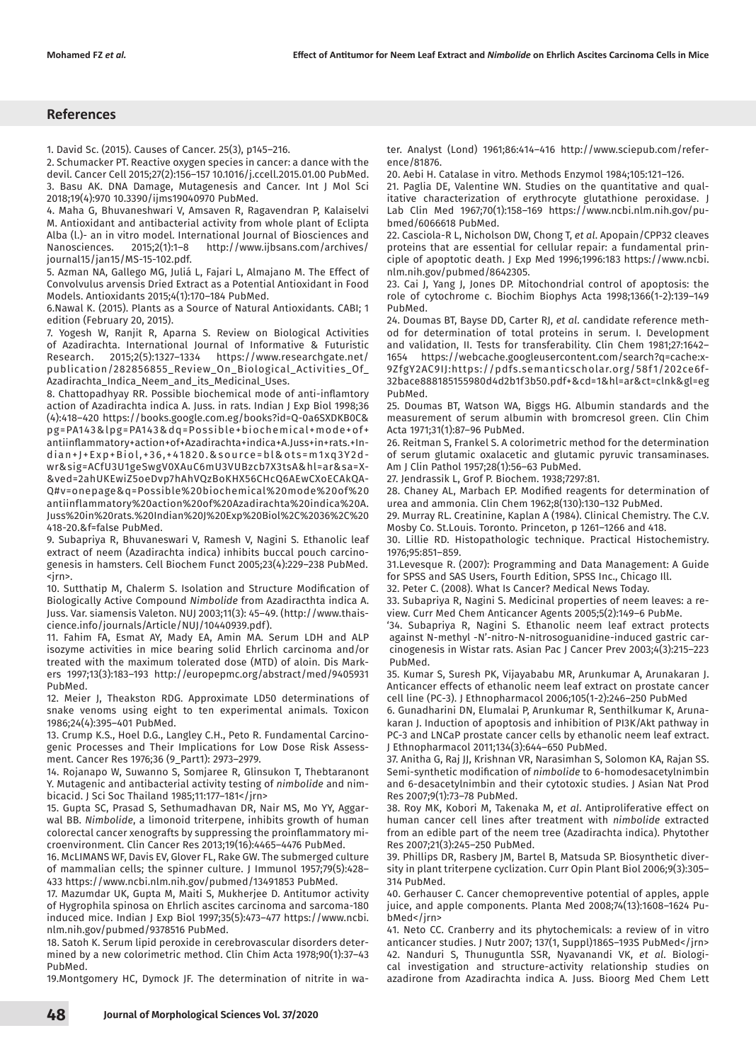## References

1. David Sc. (2015). Causes of Cancer. 25(3), p145–216.

2. Schumacker PT. Reactive oxygen species in cancer: a dance with the devil. Cancer Cell 2015;27(2):156–157 10.1016/j.ccell.2015.01.00 PubMed.

3. Basu AK. DNA Damage, Mutagenesis and Cancer. Int J Mol Sci 2018;19(4):970 10.3390/ijms19040970 PubMed.

4. Maha G, Bhuvaneshwari V, Amsaven R, Ragavendran P, Kalaiselvi M. Antioxidant and antibacterial activity from whole plant of Eclipta Alba (l.)- an in vitro model. International Journal of Biosciences and Nanosciences. 2015;2(1):1–8 http://www.ijbsans.com/archives/journal15/jan15/MS-15-102.pdf.

5. Azman NA, Gallego MG, Juliá L, Fajari L, Almajano M. The Effect of Convolvulus arvensis Dried Extract as a Potential Antioxidant in Food Models. Antioxidants 2015;4(1):170–184 PubMed.

6.Nawal K. (2015). Plants as a Source of Natural Antioxidants. CABI; 1 edition (February 20, 2015).

7. Yogesh W, Ranjit R, Aparna S. Review on Biological Activities of Azadirachta. International Journal of Informative & Futuristic Research. 2015;2(5):1327–1334 https://www.researchgate.net/publication/282856855_Review_On_Biological_Activities_Of_Azadirachta_Indica_Neem_and_its_Medicinal_Uses.

8. Chattopadhyay RR. Possible biochemical mode of anti-inflamtory action of Azadirachta indica A. Juss. in rats. Indian J Exp Biol 1998;36 (4):418–420 https://books.google.com.eg/books?id=Q-0a6SXDKB0C&pg=PA143&lpg=PA143&dq=Possible+biochemical+mode+of+antiinflammatory+action+of+Azadirachta+indica+A.Juss+in+rats.+Indian+J+Exp+Biol,+36,+41820.&source=bl&ots=m1xq3Y2d-wr&sig=ACfU3U1geSwgV0XAuC6mU3VUBzcb7X3tsA&hl=ar&sa=X&ved=2ahUKEwiZ5oeDvp7hAhVQzBoKHX56CHcQ6AEwCXoECAkQAQ#v=onepage&q=Possible%20biochemical%20mode%20of%20antiinflammatory%20action%20of%20Azadirachta%20indica%20A.Juss%20in%20rats.%20Indian%20J%20Exp%20Biol%2C%2036%2C%20418-20.&f=false PubMed.

9. Subapriya R, Bhuvaneswari V, Ramesh V, Nagini S. Ethanolic leaf extract of neem (Azadirachta indica) inhibits buccal pouch carcinogenesis in hamsters. Cell Biochem Funct 2005;23(4):229–238 PubMed. <jrn>.

10. Sutthatip M, Chalerm S. Isolation and Structure Modification of Biologically Active Compound *Nimbolide* from Azadiracthta indica A. Juss. Var. siamensis Valeton. NUJ 2003;11(3): 45–49. (http://www.thaiscience.info/journals/Article/NUJ/10440939.pdf).

11. Fahim FA, Esmat AY, Mady EA, Amin MA. Serum LDH and ALP isozyme activities in mice bearing solid Ehrlich carcinoma and/or treated with the maximum tolerated dose (MTD) of aloin. Dis Markers 1997;13(3):183–193 http://europepmc.org/abstract/med/9405931 PubMed.

12. Meier J, Theakston RDG. Approximate LD50 determinations of snake venoms using eight to ten experimental animals. Toxicon 1986;24(4):395–401 PubMed.

13. Crump K.S., Hoel D.G., Langley C.H., Peto R. Fundamental Carcinogenic Processes and Their Implications for Low Dose Risk Assessment. Cancer Res 1976;36 (9_Part1): 2973–2979.

14. Rojanapo W, Suwanno S, Somjaree R, Glinsukon T, Thebtaranont Y. Mutagenic and antibacterial activity testing of *nimbolide* and nimbicacid. J Sci Soc Thailand 1985;11:177–181</jrn>

15. Gupta SC, Prasad S, Sethumadhavan DR, Nair MS, Mo YY, Aggarwal BB. *Nimbolide*, a limonoid triterpene, inhibits growth of human colorectal cancer xenografts by suppressing the proinflammatory microenvironment. Clin Cancer Res 2013;19(16):4465–4476 PubMed.

16. McLIMANS WF, Davis EV, Glover FL, Rake GW. The submerged culture of mammalian cells; the spinner culture. J Immunol 1957;79(5):428–433 https://www.ncbi.nlm.nih.gov/pubmed/13491853 PubMed.

17. Mazumdar UK, Gupta M, Maiti S, Mukherjee D. Antitumor activity of Hygrophila spinosa on Ehrlich ascites carcinoma and sarcoma-180 induced mice. Indian J Exp Biol 1997;35(5):473–477 https://www.ncbi.nlm.nih.gov/pubmed/9378516 PubMed.

18. Satoh K. Serum lipid peroxide in cerebrovascular disorders determined by a new colorimetric method. Clin Chim Acta 1978;90(1):37–43 PubMed.

19.Montgomery HC, Dymock JF. The determination of nitrite in water. Analyst (Lond) 1961;86:414–416 http://www.sciepub.com/reference/81876.

20. Aebi H. Catalase in vitro. Methods Enzymol 1984;105:121–126.

21. Paglia DE, Valentine WN. Studies on the quantitative and qualitative characterization of erythrocyte glutathione peroxidase. J Lab Clin Med 1967;70(1):158–169 https://www.ncbi.nlm.nih.gov/pubmed/6066618 PubMed.

22. Casciola-R L, Nicholson DW, Chong T, *et al*. Apopain/CPP32 cleaves proteins that are essential for cellular repair: a fundamental principle of apoptotic death. J Exp Med 1996;1996:183 https://www.ncbi.nlm.nih.gov/pubmed/8642305.

23. Cai J, Yang J, Jones DP. Mitochondrial control of apoptosis: the role of cytochrome c. Biochim Biophys Acta 1998;1366(1-2):139–149 PubMed.

24. Doumas BT, Bayse DD, Carter RJ, *et al*. candidate reference method for determination of total proteins in serum. I. Development and validation, II. Tests for transferability. Clin Chem 1981;27:1642–1654 https://webcache.googleusercontent.com/search?q=cache:x-9ZfgY2AC9IJ:https://pdfs.semanticscholar.org/58f1/202ce6f32bace888185155980d4d2b1f3b50.pdf+&cd=1&hl=ar&ct=clnk&gl=eg PubMed.

25. Doumas BT, Watson WA, Biggs HG. Albumin standards and the measurement of serum albumin with bromcresol green. Clin Chim Acta 1971;31(1):87–96 PubMed.

26. Reitman S, Frankel S. A colorimetric method for the determination of serum glutamic oxalacetic and glutamic pyruvic transaminases. Am J Clin Pathol 1957;28(1):56–63 PubMed.

27. Jendrassik L, Grof P. Biochem. 1938;7297:81.

28. Chaney AL, Marbach EP. Modified reagents for determination of urea and ammonia. Clin Chem 1962;8(130):130–132 PubMed.

29. Murray RL. Creatinine, Kaplan A (1984). Clinical Chemistry. The C.V. Mosby Co. St.Louis. Toronto. Princeton, p 1261–1266 and 418.

30. Lillie RD. Histopathologic technique. Practical Histochemistry. 1976;95:851–859.

31.Levesque R. (2007): Programming and Data Management: A Guide for SPSS and SAS Users, Fourth Edition, SPSS Inc., Chicago Ill.

32. Peter C. (2008). What Is Cancer? Medical News Today.

33. Subapriya R, Nagini S. Medicinal properties of neem leaves: a review. Curr Med Chem Anticancer Agents 2005;5(2):149–6 PubMe.

'34. Subapriya R, Nagini S. Ethanolic neem leaf extract protects against N-methyl -N'-nitro-N-nitrosoguanidine-induced gastric carcinogenesis in Wistar rats. Asian Pac J Cancer Prev 2003;4(3):215–223 PubMed.

35. Kumar S, Suresh PK, Vijayababu MR, Arunkumar A, Arunakaran J. Anticancer effects of ethanolic neem leaf extract on prostate cancer cell line (PC-3). J Ethnopharmacol 2006;105(1-2):246–250 PubMed

36. Gunadharini DN, Elumalai P, Arunkumar R, Senthilkumar K, Arunakaran J. Induction of apoptosis and inhibition of PI3K/Akt pathway in PC-3 and LNCaP prostate cancer cells by ethanolic neem leaf extract. J Ethnopharmacol 2011;134(3):644–650 PubMed.

37. Anitha G, Raj JJ, Krishnan VR, Narasimhan S, Solomon KA, Rajan SS. Semi-synthetic modification of *nimbolide* to 6-homodesacetylnimbin and 6-desacetylnimbin and their cytotoxic studies. J Asian Nat Prod Res 2007;9(1):73–78 PubMed.

38. Roy MK, Kobori M, Takenaka M, *et al*. Antiproliferative effect on human cancer cell lines after treatment with *nimbolide* extracted from an edible part of the neem tree (Azadirachta indica). Phytother Res 2007;21(3):245–250 PubMed.

39. Phillips DR, Rasbery JM, Bartel B, Matsuda SP. Biosynthetic diversity in plant triterpene cyclization. Curr Opin Plant Biol 2006;9(3):305–314 PubMed.

40. Gerhauser C. Cancer chemopreventive potential of apples, apple juice, and apple components. Planta Med 2008;74(13):1608–1624 PubMed</jrn>

41. Neto CC. Cranberry and its phytochemicals: a review of in vitro anticancer studies. J Nutr 2007; 137(1, Suppl)186S–193S PubMed</jrn>

42. Nanduri S, Thunuguntla SSR, Nyavanandi VK, *et al*. Biological investigation and structure-activity relationship studies on azadirone from Azadirachta indica A. Juss. Bioorg Med Chem Lett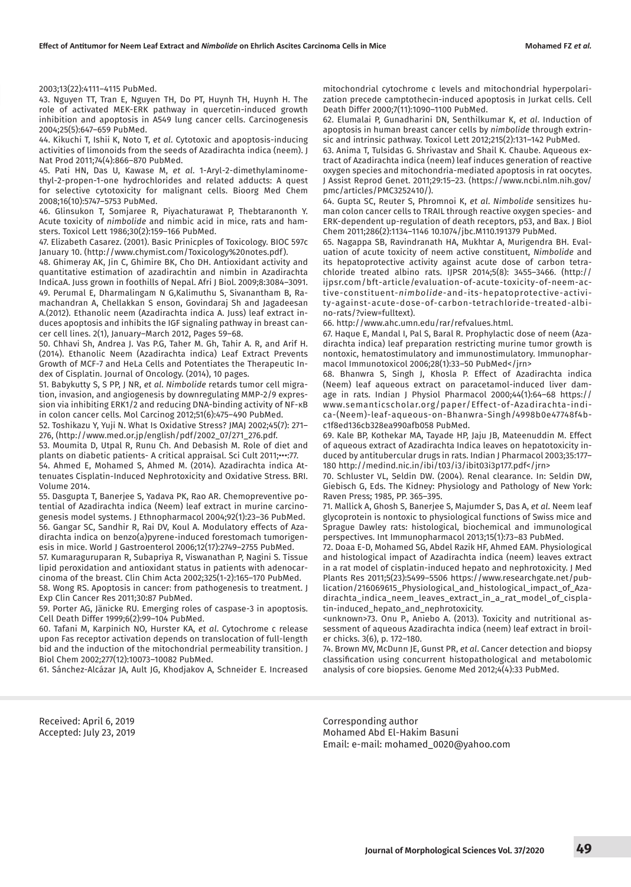2003;13(22):4111–4115 PubMed.

43. Nguyen TT, Tran E, Nguyen TH, Do PT, Huynh TH, Huynh H. The role of activated MEK-ERK pathway in quercetin-induced growth inhibition and apoptosis in A549 lung cancer cells. Carcinogenesis 2004;25(5):647–659 PubMed.

44. Kikuchi T, Ishii K, Noto T, *et al*. Cytotoxic and apoptosis-inducing activities of limonoids from the seeds of Azadirachta indica (neem). J Nat Prod 2011;74(4):866–870 PubMed.

45. Pati HN, Das U, Kawase M, *et al*. 1-Aryl-2-dimethylaminomethyl-2-propen-1-one hydrochlorides and related adducts: A quest for selective cytotoxicity for malignant cells. Bioorg Med Chem 2008;16(10):5747–5753 PubMed.

46. Glinsukon T, Somjaree R, Piyachaturawat P, Thebtaranonth Y. Acute toxicity of *nimbolide* and nimbic acid in mice, rats and hamsters. Toxicol Lett 1986;30(2):159–166 PubMed.

47. Elizabeth Casarez. (2001). Basic Prinicples of Toxicology. BIOC 597c January 10. (http://www.chymist.com/Toxicology%20notes.pdf).

48. Ghimeray AK, Jin C, Ghimire BK, Cho DH. Antioxidant activity and quantitative estimation of azadirachtin and nimbin in Azadirachta IndicaA. Juss grown in foothills of Nepal. Afri J Biol. 2009;8:3084–3091.

49. Perumal E, Dharmalingam N G,Kalimuthu S, Sivanantham B, Ramachandran A, Chellakkan S enson, Govindaraj Sh and Jagadeesan A.(2012). Ethanolic neem (Azadirachta indica A. Juss) leaf extract induces apoptosis and inhibits the IGF signaling pathway in breast cancer cell lines. 2(1), January–March 2012, Pages 59–68.

50. Chhavi Sh, Andrea J. Vas P.G, Taher M. Gh, Tahir A. R, and Arif H. (2014). Ethanolic Neem (Azadirachta indica) Leaf Extract Prevents Growth of MCF-7 and HeLa Cells and Potentiates the Therapeutic Index of Cisplatin. Journal of Oncology. (2014), 10 pages.

51. Babykutty S, S PP, J NR, *et al*. *Nimbolide* retards tumor cell migration, invasion, and angiogenesis by downregulating MMP-2/9 expression via inhibiting ERK1/2 and reducing DNA-binding activity of NF-κB in colon cancer cells. Mol Carcinog 2012;51(6):475–490 PubMed.

52. Toshikazu Y, Yuji N. What Is Oxidative Stress? JMAJ 2002;45(7): 271–276, (http://www.med.or.jp/english/pdf/2002_07/271_276.pdf.

53. Moumita D, Utpal R, Runu Ch. And Debasish M. Role of diet and plants on diabetic patients- A critical appraisal. Sci Cult 2011;•••:77.

54. Ahmed E, Mohamed S, Ahmed M. (2014). Azadirachta indica Attenuates Cisplatin-Induced Nephrotoxicity and Oxidative Stress. BRI. Volume 2014.

55. Dasgupta T, Banerjee S, Yadava PK, Rao AR. Chemopreventive potential of Azadirachta indica (Neem) leaf extract in murine carcinogenesis model systems. J Ethnopharmacol 2004;92(1):23–36 PubMed.

56. Gangar SC, Sandhir R, Rai DV, Koul A. Modulatory effects of Azadirachta indica on benzo(a)pyrene-induced forestomach tumorigenesis in mice. World J Gastroenterol 2006;12(17):2749–2755 PubMed.

57. Kumaraguruparan R, Subapriya R, Viswanathan P, Nagini S. Tissue lipid peroxidation and antioxidant status in patients with adenocarcinoma of the breast. Clin Chim Acta 2002;325(1-2):165–170 PubMed.

58. Wong RS. Apoptosis in cancer: from pathogenesis to treatment. J Exp Clin Cancer Res 2011;30:87 PubMed.

59. Porter AG, Jänicke RU. Emerging roles of caspase-3 in apoptosis. Cell Death Differ 1999;6(2):99–104 PubMed.

60. Tafani M, Karpinich NO, Hurster KA, *et al*. Cytochrome c release upon Fas receptor activation depends on translocation of full-length bid and the induction of the mitochondrial permeability transition. J Biol Chem 2002;277(12):10073–10082 PubMed.

61. Sánchez-Alcázar JA, Ault JG, Khodjakov A, Schneider E. Increased mitochondrial cytochrome c levels and mitochondrial hyperpolarization precede camptothecin-induced apoptosis in Jurkat cells. Cell Death Differ 2000;7(11):1090–1100 PubMed.

62. Elumalai P, Gunadharini DN, Senthilkumar K, *et al*. Induction of apoptosis in human breast cancer cells by *nimbolide* through extrinsic and intrinsic pathway. Toxicol Lett 2012;215(2):131–142 PubMed.

63. Anima T, Tulsidas G. Shrivastav and Shail K. Chaube. Aqueous extract of Azadirachta indica (neem) leaf induces generation of reactive oxygen species and mitochondria-mediated apoptosis in rat oocytes. J Assist Reprod Genet. 2011;29:15–23. (https://www.ncbi.nlm.nih.gov/pmc/articles/PMC3252410/).

64. Gupta SC, Reuter S, Phromnoi K, *et al*. *Nimbolide* sensitizes human colon cancer cells to TRAIL through reactive oxygen species- and ERK-dependent up-regulation of death receptors, p53, and Bax. J Biol Chem 2011;286(2):1134–1146 10.1074/jbc.M110.191379 PubMed.

65. Nagappa SB, Ravindranath HA, Mukhtar A, Murigendra BH. Evaluation of acute toxicity of neem active constituent, *Nimbolide* and its hepatoprotective activity against acute dose of carbon tetrachloride treated albino rats. IJPSR 2014;5(8): 3455–3466. (http://ijpsr.com/bft-article/evaluation-of-acute-toxicity-of-neem-active-constituent-*nimbolide*-and-its-hepatoprotective-activity-against-acute-dose-of-carbon-tetrachloride-treated-albino-rats/?view=fulltext).

66. http://www.ahc.umn.edu/rar/refvalues.html.

67. Haque E, Mandal I, Pal S, Baral R. Prophylactic dose of neem (Azadirachta indica) leaf preparation restricting murine tumor growth is nontoxic, hematostimulatory and immunostimulatory. Immunopharmacol Immunotoxicol 2006;28(1):33–50 PubMed</jrn>

68. Bhanwra S, Singh J, Khosla P. Effect of Azadirachta indica (Neem) leaf aqueous extract on paracetamol-induced liver damage in rats. Indian J Physiol Pharmacol 2000;44(1):64–68 https://www.semanticscholar.org/paper/Effect-of-Azadirachta-indica-(Neem)-leaf-aqueous-on-Bhanwra-Singh/4998b0e47748f4bc1f8ed136cb328ea990afb058 PubMed.

69. Kale BP, Kothekar MA, Tayade HP, Jaju JB, Mateenuddin M. Effect of aqueous extract of Azadirachta Indica leaves on hepatotoxicity induced by antitubercular drugs in rats. Indian J Pharmacol 2003;35:177–180 http://medind.nic.in/ibi/t03/i3/ibit03i3p177.pdf</jrn>

70. Schluster VL, Seldin DW. (2004). Renal clearance. In: Seldin DW, Giebisch G, Eds. The Kidney: Physiology and Pathology of New York: Raven Press; 1985, PP. 365–395.

71. Mallick A, Ghosh S, Banerjee S, Majumder S, Das A, *et al*. Neem leaf glycoprotein is nontoxic to physiological functions of Swiss mice and Sprague Dawley rats: histological, biochemical and immunological perspectives. Int Immunopharmacol 2013;15(1):73–83 PubMed.

72. Doaa E-D, Mohamed SG, Abdel Razik HF, Ahmed EAM. Physiological and histological impact of Azadirachta indica (neem) leaves extract in a rat model of cisplatin-induced hepato and nephrotoxicity. J Med Plants Res 2011;5(23):5499–5506 https://www.researchgate.net/publication/216069615_Physiological_and_histological_impact_of_Azadirachta_indica_neem_leaves_extract_in_a_rat_model_of_cisplatin-induced_hepato_and_nephrotoxicity.

<unknown>73. Onu P., Aniebo A. (2013). Toxicity and nutritional assessment of aqueous Azadirachta indica (neem) leaf extract in broiler chicks. 3(6), p. 172–180.

74. Brown MV, McDunn JE, Gunst PR, *et al*. Cancer detection and biopsy classification using concurrent histopathological and metabolomic analysis of core biopsies. Genome Med 2012;4(4):33 PubMed.

Received: April 6, 2019
Accepted: July 23, 2019

Corresponding author
Mohamed Abd El-Hakim Basuni
Email: e-mail: mohamed_0020@yahoo.com